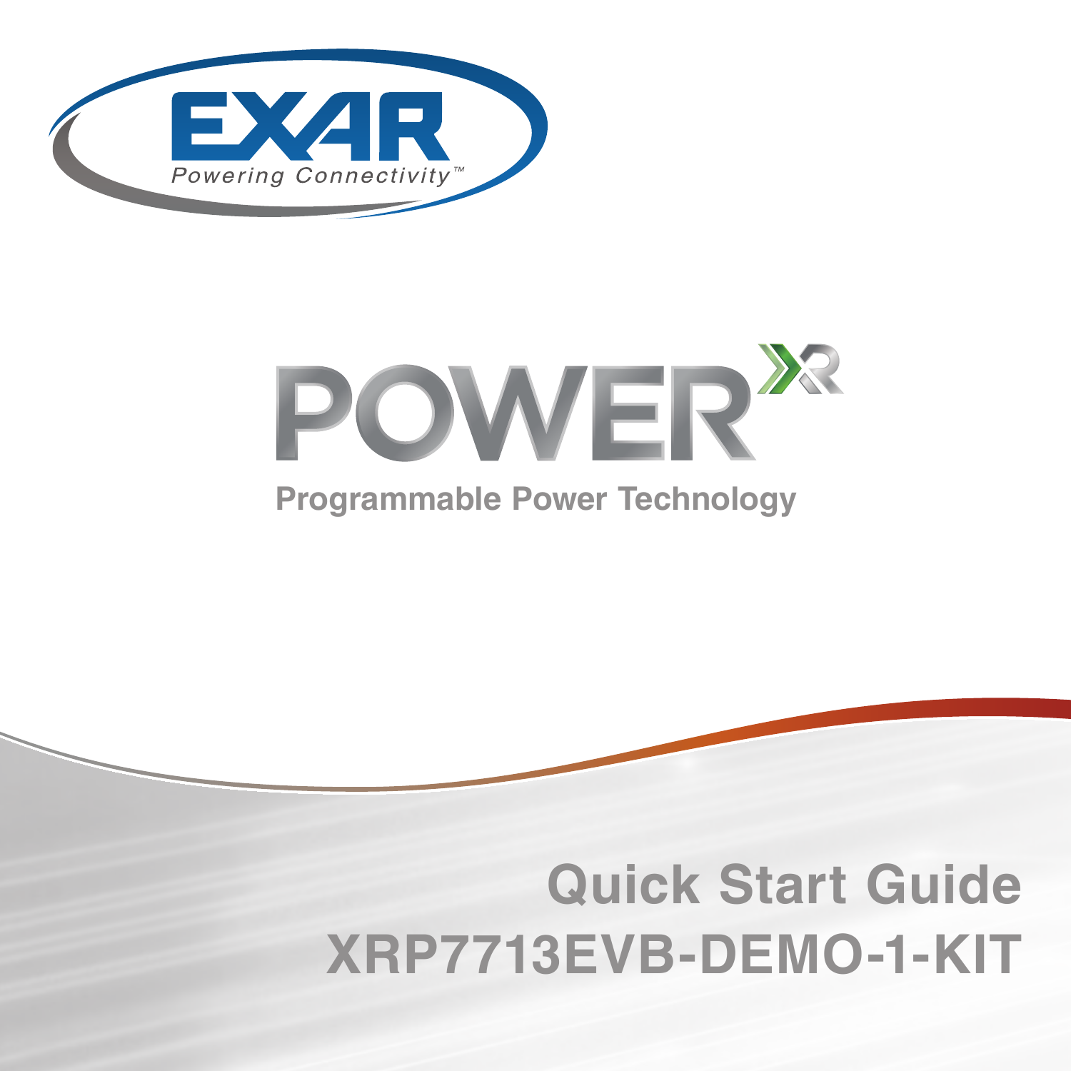EXAR

Powering Connectivity™

POWERXR

Programmable Power Technology

# Quick Start Guide

# XRP7713EVB-DEMO-1-KIT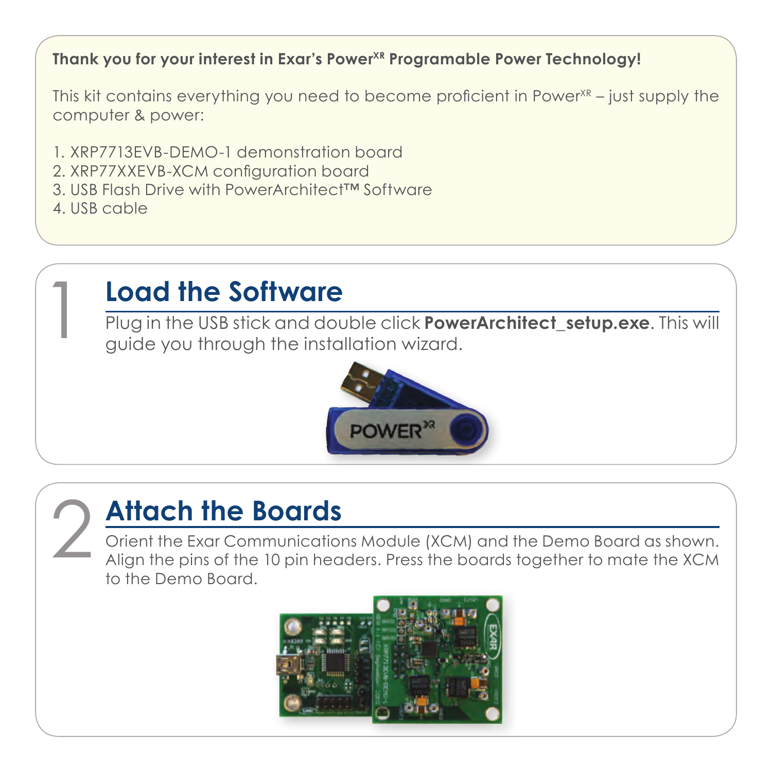**Thank you for your interest in Exar's Power$^{XR}$ Programable Power Technology!**

This kit contains everything you need to become proficient in Power$^{XR}$ – just supply the computer & power:

1. XRP7713EVB-DEMO-1 demonstration board
2. XRP77XXEVB-XCM configuration board
3. USB Flash Drive with PowerArchitect™ Software
4. USB cable

## 1 Load the Software

Plug in the USB stick and double click **PowerArchitect_setup.exe**. This will guide you through the installation wizard.

## 2 Attach the Boards

Orient the Exar Communications Module (XCM) and the Demo Board as shown. Align the pins of the 10 pin headers. Press the boards together to mate the XCM to the Demo Board.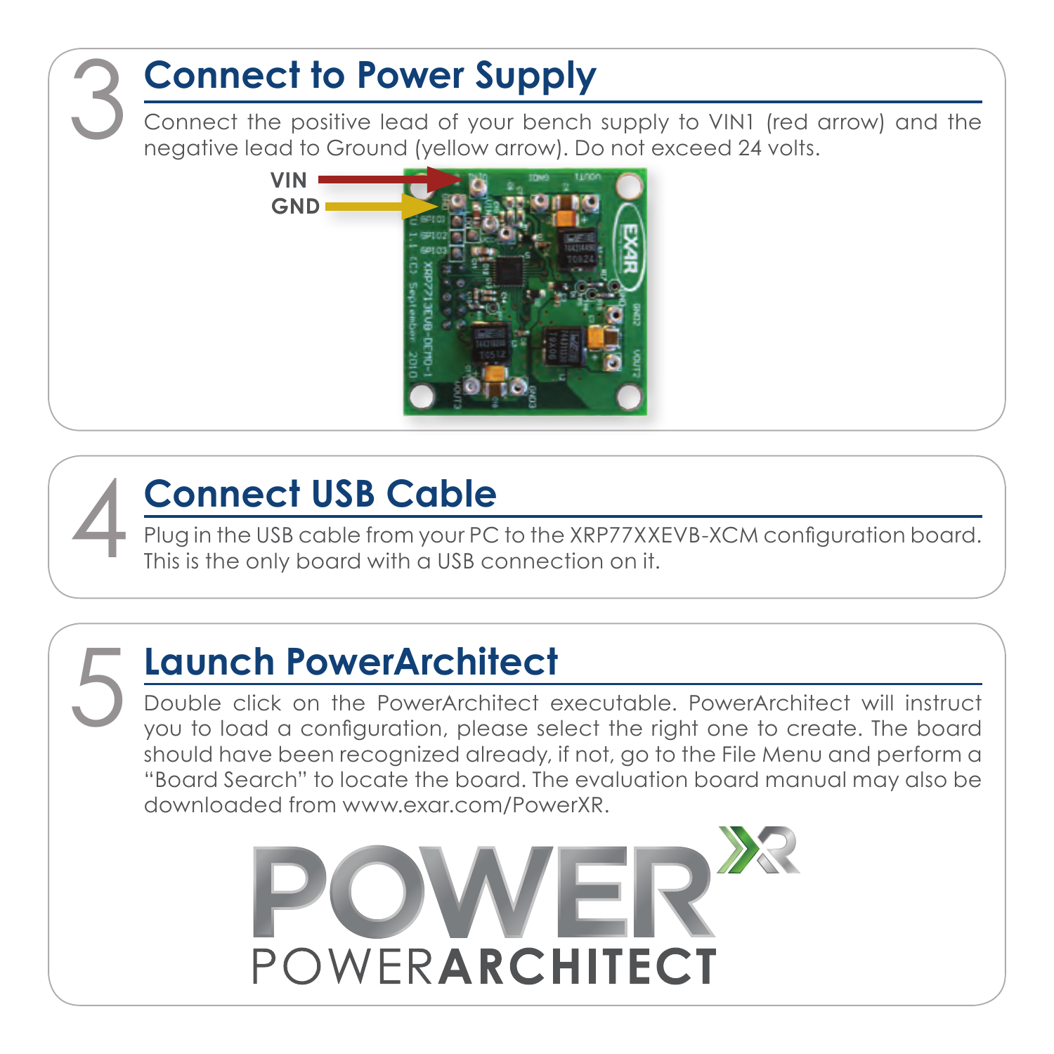## 3 Connect to Power Supply

Connect the positive lead of your bench supply to VIN1 (red arrow) and the negative lead to Ground (yellow arrow). Do not exceed 24 volts.

VIN

GND

## 4 Connect USB Cable

Plug in the USB cable from your PC to the XRP77XXEVB-XCM configuration board. This is the only board with a USB connection on it.

## 5 Launch PowerArchitect

Double click on the PowerArchitect executable. PowerArchitect will instruct you to load a configuration, please select the right one to create. The board should have been recognized already, if not, go to the File Menu and perform a "Board Search" to locate the board. The evaluation board manual may also be downloaded from www.exar.com/PowerXR.

POWER XR

POWERARCHITECT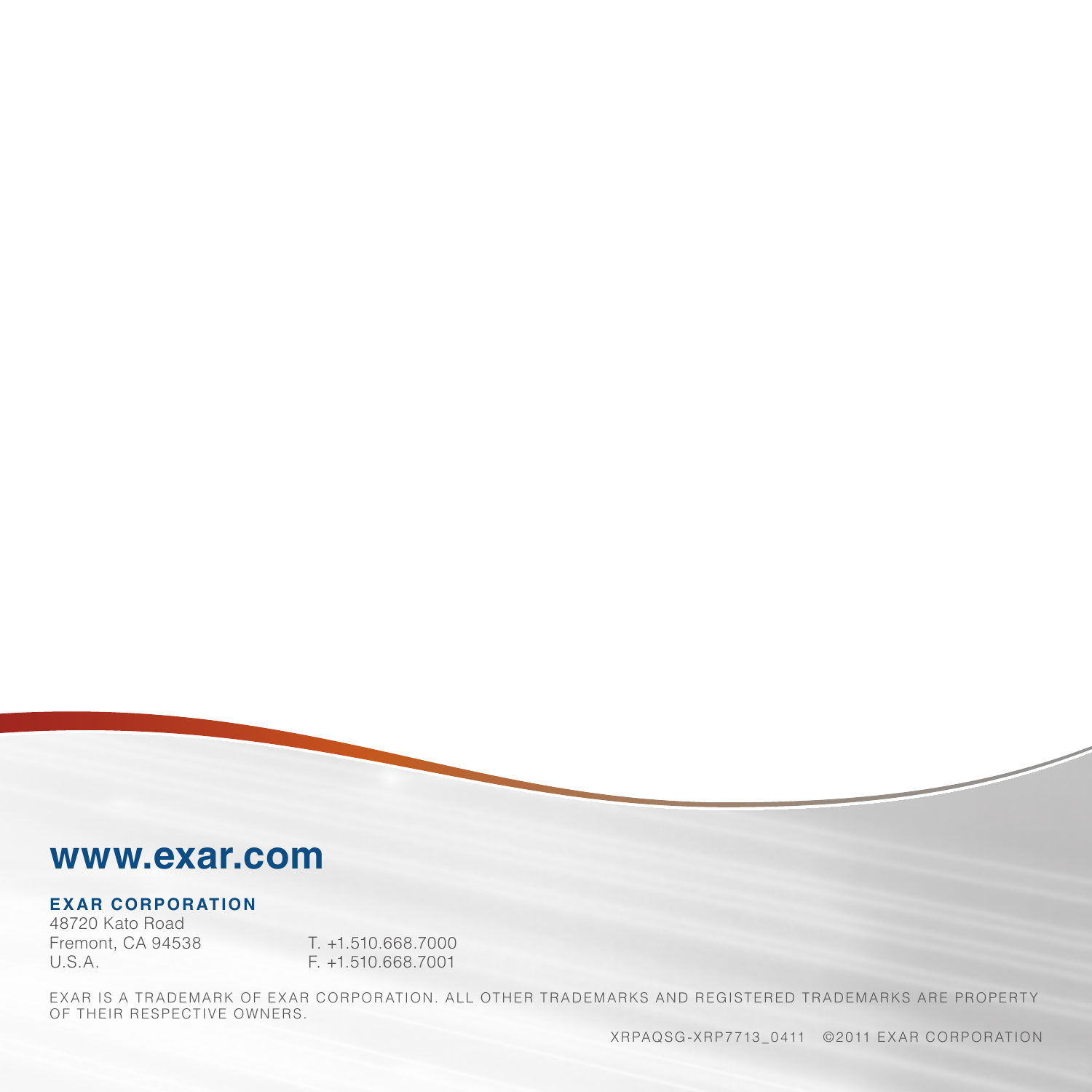# www.exar.com

**EXAR CORPORATION**

48720 Kato Road
Fremont, CA 94538
U.S.A.

T. +1.510.668.7000
F. +1.510.668.7001

EXAR IS A TRADEMARK OF EXAR CORPORATION. ALL OTHER TRADEMARKS AND REGISTERED TRADEMARKS ARE PROPERTY OF THEIR RESPECTIVE OWNERS.

XRPAQSG-XRP7713_0411 ©2011 EXAR CORPORATION